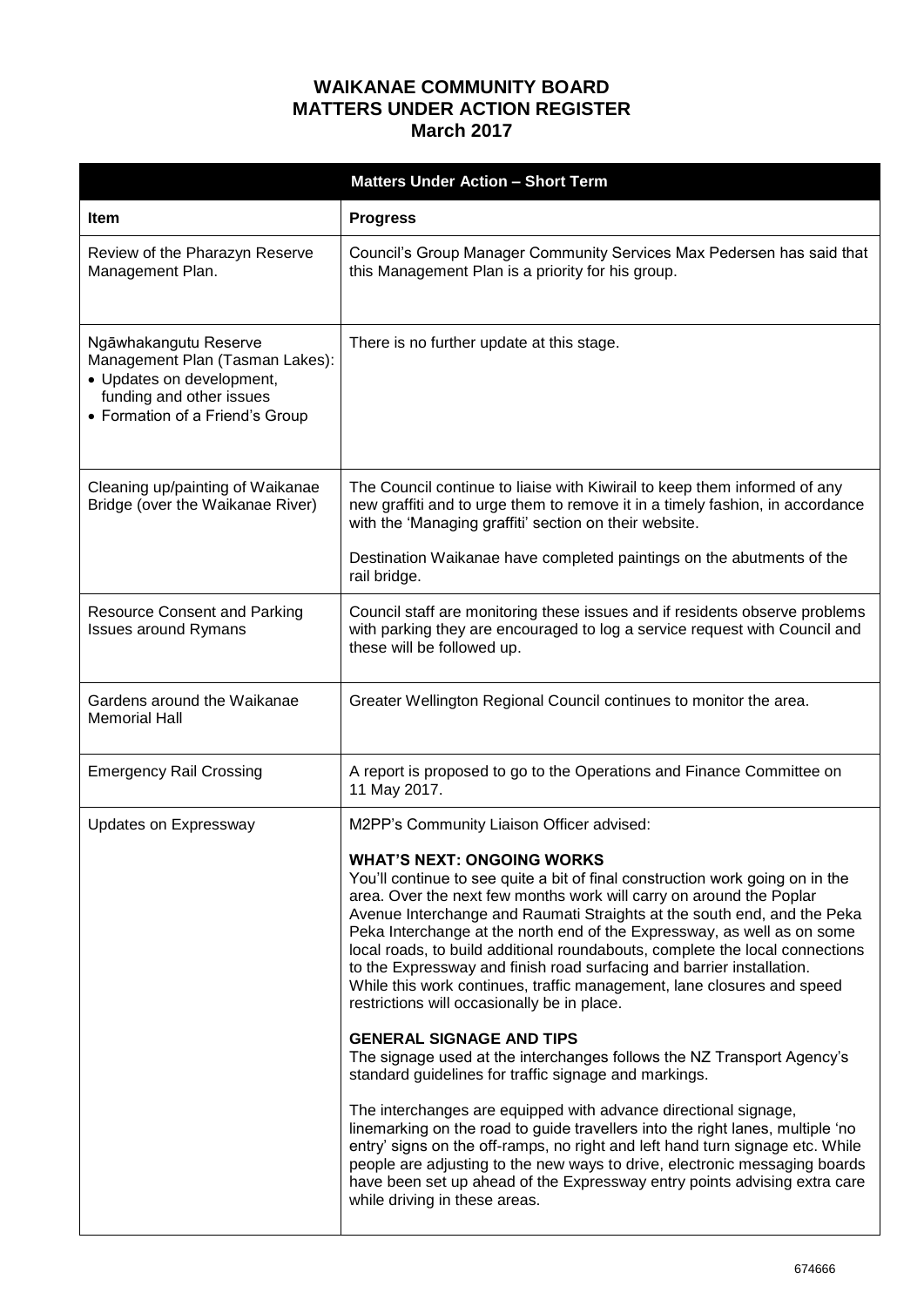# WAIKANAE COMMUNITY BOARD
# MATTERS UNDER ACTION REGISTER
# March 2017

| Matters Under Action – Short Term | |
|---|---|
| **Item** | **Progress** |
| Review of the Pharazyn Reserve Management Plan. | Council's Group Manager Community Services Max Pedersen has said that this Management Plan is a priority for his group. |
| Ngāwhakangutu Reserve Management Plan (Tasman Lakes):<br>• Updates on development, funding and other issues<br>• Formation of a Friend's Group | There is no further update at this stage. |
| Cleaning up/painting of Waikanae Bridge (over the Waikanae River) | The Council continue to liaise with Kiwirail to keep them informed of any new graffiti and to urge them to remove it in a timely fashion, in accordance with the 'Managing graffiti' section on their website.<br><br>Destination Waikanae have completed paintings on the abutments of the rail bridge. |
| Resource Consent and Parking Issues around Rymans | Council staff are monitoring these issues and if residents observe problems with parking they are encouraged to log a service request with Council and these will be followed up. |
| Gardens around the Waikanae Memorial Hall | Greater Wellington Regional Council continues to monitor the area. |
| Emergency Rail Crossing | A report is proposed to go to the Operations and Finance Committee on 11 May 2017. |
| Updates on Expressway | M2PP's Community Liaison Officer advised:<br><br>**WHAT'S NEXT: ONGOING WORKS**<br>You'll continue to see quite a bit of final construction work going on in the area. Over the next few months work will carry on around the Poplar Avenue Interchange and Raumati Straights at the south end, and the Peka Peka Interchange at the north end of the Expressway, as well as on some local roads, to build additional roundabouts, complete the local connections to the Expressway and finish road surfacing and barrier installation. While this work continues, traffic management, lane closures and speed restrictions will occasionally be in place.<br><br>**GENERAL SIGNAGE AND TIPS**<br>The signage used at the interchanges follows the NZ Transport Agency's standard guidelines for traffic signage and markings.<br><br>The interchanges are equipped with advance directional signage, linemarking on the road to guide travellers into the right lanes, multiple 'no entry' signs on the off-ramps, no right and left hand turn signage etc. While people are adjusting to the new ways to drive, electronic messaging boards have been set up ahead of the Expressway entry points advising extra care while driving in these areas. |

674666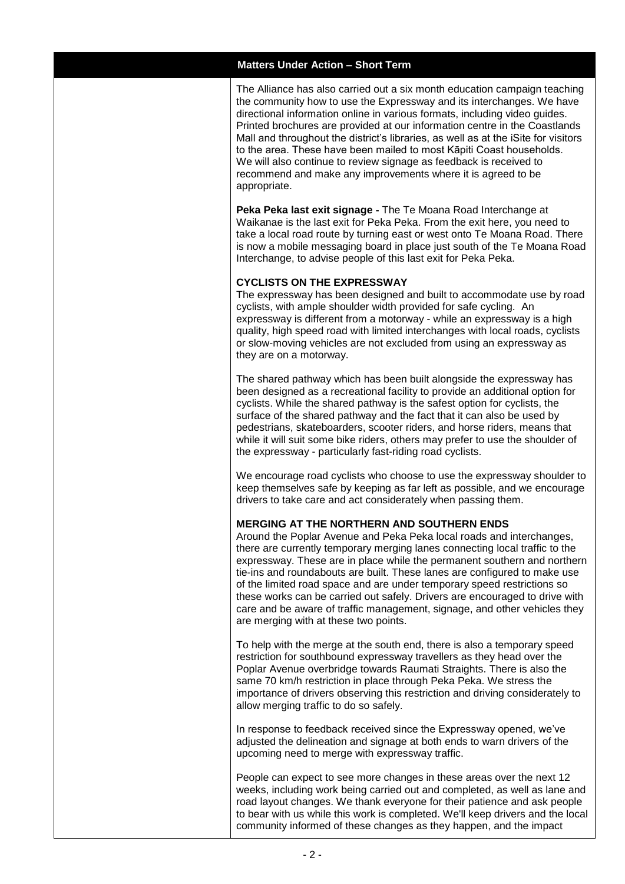| | Matters Under Action – Short Term |
|---|---|
| | The Alliance has also carried out a six month education campaign teaching the community how to use the Expressway and its interchanges. We have directional information online in various formats, including video guides. Printed brochures are provided at our information centre in the Coastlands Mall and throughout the district's libraries, as well as at the iSite for visitors to the area. These have been mailed to most Kāpiti Coast households. We will also continue to review signage as feedback is received to recommend and make any improvements where it is agreed to be appropriate.<br><br>**Peka Peka last exit signage -** The Te Moana Road Interchange at Waikanae is the last exit for Peka Peka. From the exit here, you need to take a local road route by turning east or west onto Te Moana Road. There is now a mobile messaging board in place just south of the Te Moana Road Interchange, to advise people of this last exit for Peka Peka.<br><br>**CYCLISTS ON THE EXPRESSWAY**<br>The expressway has been designed and built to accommodate use by road cyclists, with ample shoulder width provided for safe cycling. An expressway is different from a motorway - while an expressway is a high quality, high speed road with limited interchanges with local roads, cyclists or slow-moving vehicles are not excluded from using an expressway as they are on a motorway.<br><br>The shared pathway which has been built alongside the expressway has been designed as a recreational facility to provide an additional option for cyclists. While the shared pathway is the safest option for cyclists, the surface of the shared pathway and the fact that it can also be used by pedestrians, skateboarders, scooter riders, and horse riders, means that while it will suit some bike riders, others may prefer to use the shoulder of the expressway - particularly fast-riding road cyclists.<br><br>We encourage road cyclists who choose to use the expressway shoulder to keep themselves safe by keeping as far left as possible, and we encourage drivers to take care and act considerately when passing them.<br><br>**MERGING AT THE NORTHERN AND SOUTHERN ENDS**<br>Around the Poplar Avenue and Peka Peka local roads and interchanges, there are currently temporary merging lanes connecting local traffic to the expressway. These are in place while the permanent southern and northern tie-ins and roundabouts are built. These lanes are configured to make use of the limited road space and are under temporary speed restrictions so these works can be carried out safely. Drivers are encouraged to drive with care and be aware of traffic management, signage, and other vehicles they are merging with at these two points.<br><br>To help with the merge at the south end, there is also a temporary speed restriction for southbound expressway travellers as they head over the Poplar Avenue overbridge towards Raumati Straights. There is also the same 70 km/h restriction in place through Peka Peka. We stress the importance of drivers observing this restriction and driving considerately to allow merging traffic to do so safely.<br><br>In response to feedback received since the Expressway opened, we've adjusted the delineation and signage at both ends to warn drivers of the upcoming need to merge with expressway traffic.<br><br>People can expect to see more changes in these areas over the next 12 weeks, including work being carried out and completed, as well as lane and road layout changes. We thank everyone for their patience and ask people to bear with us while this work is completed. We'll keep drivers and the local community informed of these changes as they happen, and the impact |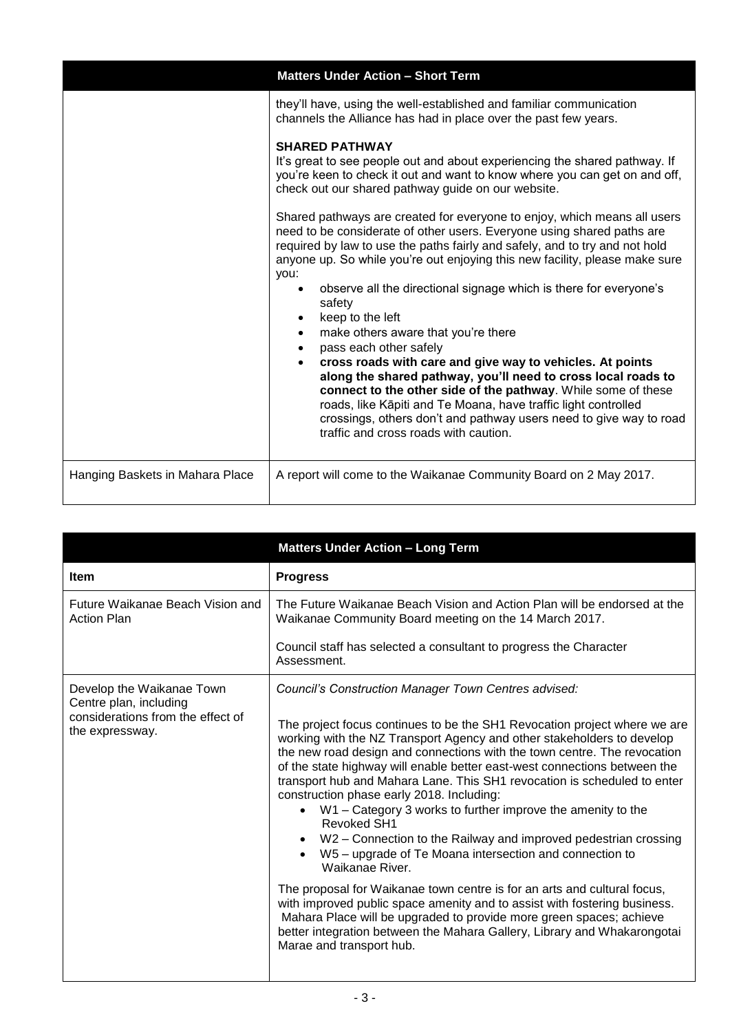| Matters Under Action – Short Term | |
|---|---|
| | they'll have, using the well-established and familiar communication channels the Alliance has had in place over the past few years.<br><br>**SHARED PATHWAY**<br>It's great to see people out and about experiencing the shared pathway. If you're keen to check it out and want to know where you can get on and off, check out our shared pathway guide on our website.<br><br>Shared pathways are created for everyone to enjoy, which means all users need to be considerate of other users. Everyone using shared paths are required by law to use the paths fairly and safely, and to try and not hold anyone up. So while you're out enjoying this new facility, please make sure you:<br>• observe all the directional signage which is there for everyone's safety<br>• keep to the left<br>• make others aware that you're there<br>• pass each other safely<br>• **cross roads with care and give way to vehicles. At points along the shared pathway, you'll need to cross local roads to connect to the other side of the pathway**. While some of these roads, like Kāpiti and Te Moana, have traffic light controlled crossings, others don't and pathway users need to give way to road traffic and cross roads with caution. |
| Hanging Baskets in Mahara Place | A report will come to the Waikanae Community Board on 2 May 2017. |

| Matters Under Action – Long Term | |
|---|---|
| **Item** | **Progress** |
| Future Waikanae Beach Vision and Action Plan | The Future Waikanae Beach Vision and Action Plan will be endorsed at the Waikanae Community Board meeting on the 14 March 2017.<br><br>Council staff has selected a consultant to progress the Character Assessment. |
| Develop the Waikanae Town Centre plan, including considerations from the effect of the expressway. | *Council's Construction Manager Town Centres advised:*<br><br>The project focus continues to be the SH1 Revocation project where we are working with the NZ Transport Agency and other stakeholders to develop the new road design and connections with the town centre. The revocation of the state highway will enable better east-west connections between the transport hub and Mahara Lane. This SH1 revocation is scheduled to enter construction phase early 2018. Including:<br>• W1 – Category 3 works to further improve the amenity to the Revoked SH1<br>• W2 – Connection to the Railway and improved pedestrian crossing<br>• W5 – upgrade of Te Moana intersection and connection to Waikanae River.<br><br>The proposal for Waikanae town centre is for an arts and cultural focus, with improved public space amenity and to assist with fostering business. Mahara Place will be upgraded to provide more green spaces; achieve better integration between the Mahara Gallery, Library and Whakarongotai Marae and transport hub. |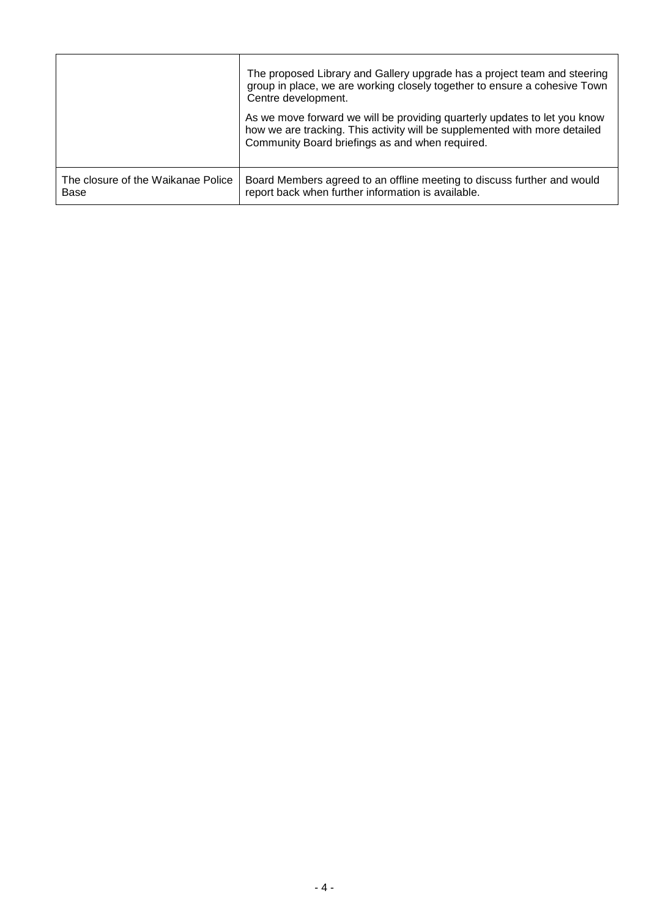| | |
|---|---|
| | The proposed Library and Gallery upgrade has a project team and steering group in place, we are working closely together to ensure a cohesive Town Centre development.<br><br>As we move forward we will be providing quarterly updates to let you know how we are tracking. This activity will be supplemented with more detailed Community Board briefings as and when required. |
| The closure of the Waikanae Police Base | Board Members agreed to an offline meeting to discuss further and would report back when further information is available. |